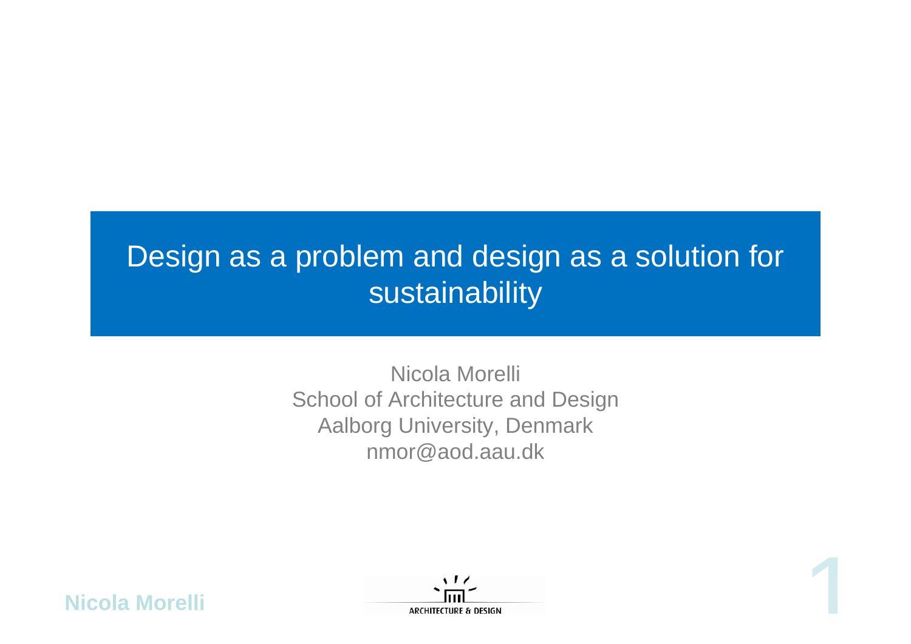# Design as a problem and design as a solution for sustainability

Nicola Morelli
School of Architecture and Design
Aalborg University, Denmark
nmor@aod.aau.dk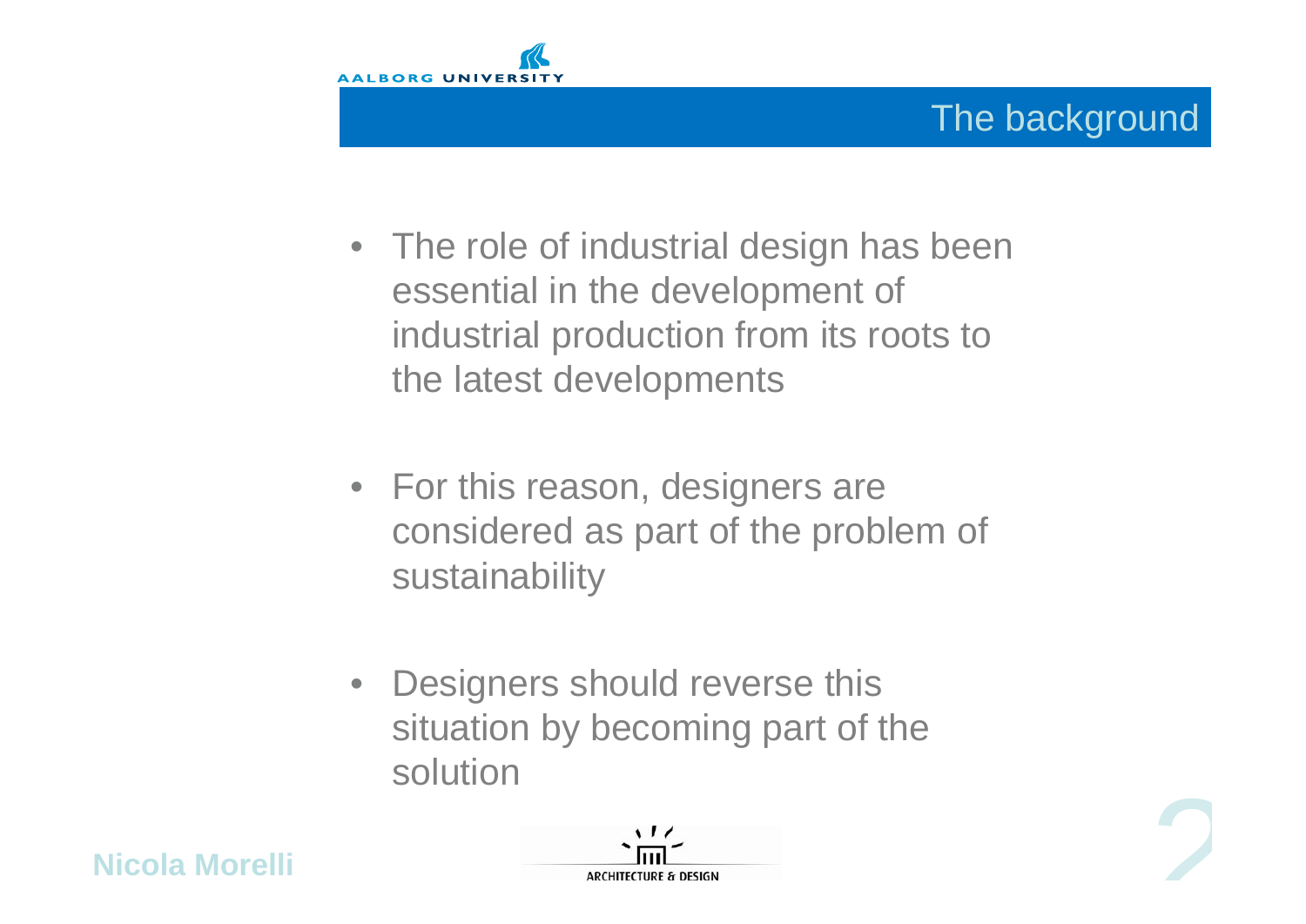# The background

- The role of industrial design has been essential in the development of industrial production from its roots to the latest developments
- For this reason, designers are considered as part of the problem of sustainability
- Designers should reverse this situation by becoming part of the solution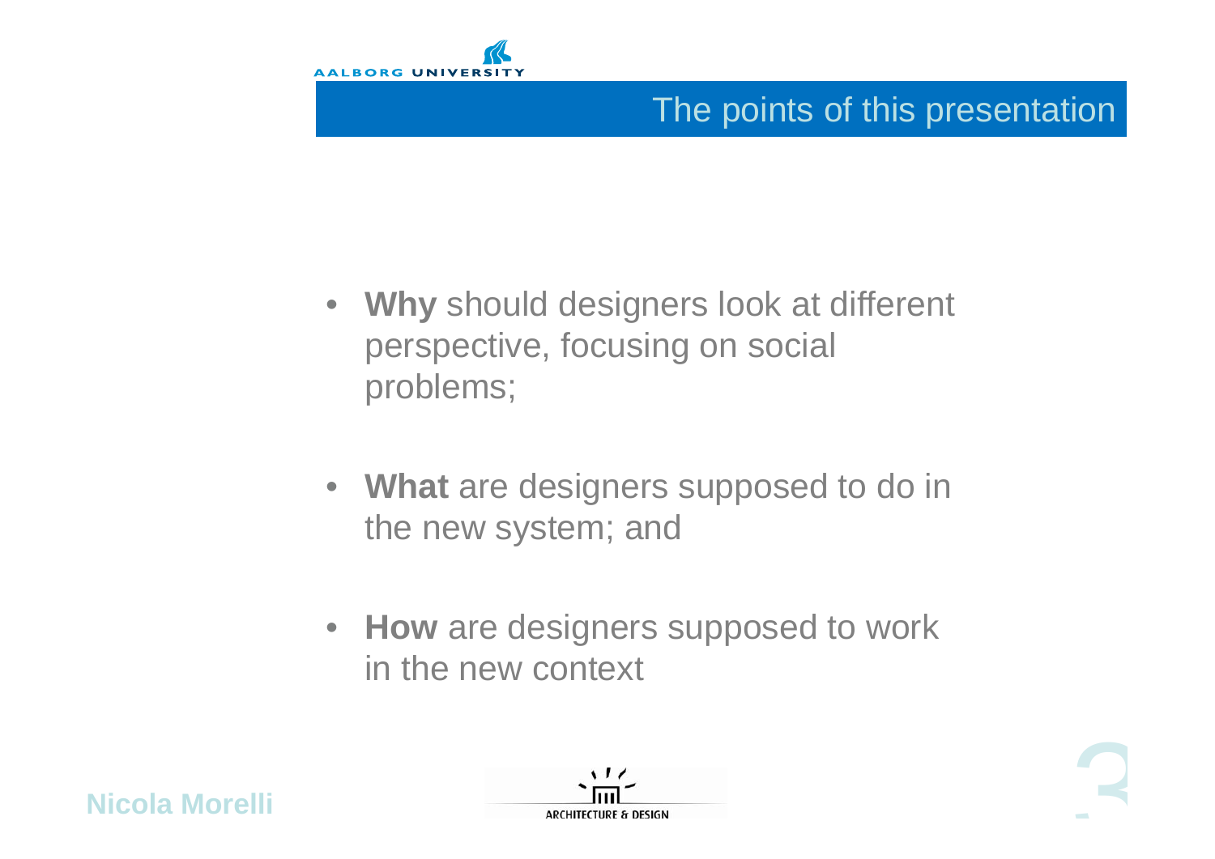## The points of this presentation

- **Why** should designers look at different perspective, focusing on social problems;
- **What** are designers supposed to do in the new system; and
- **How** are designers supposed to work in the new context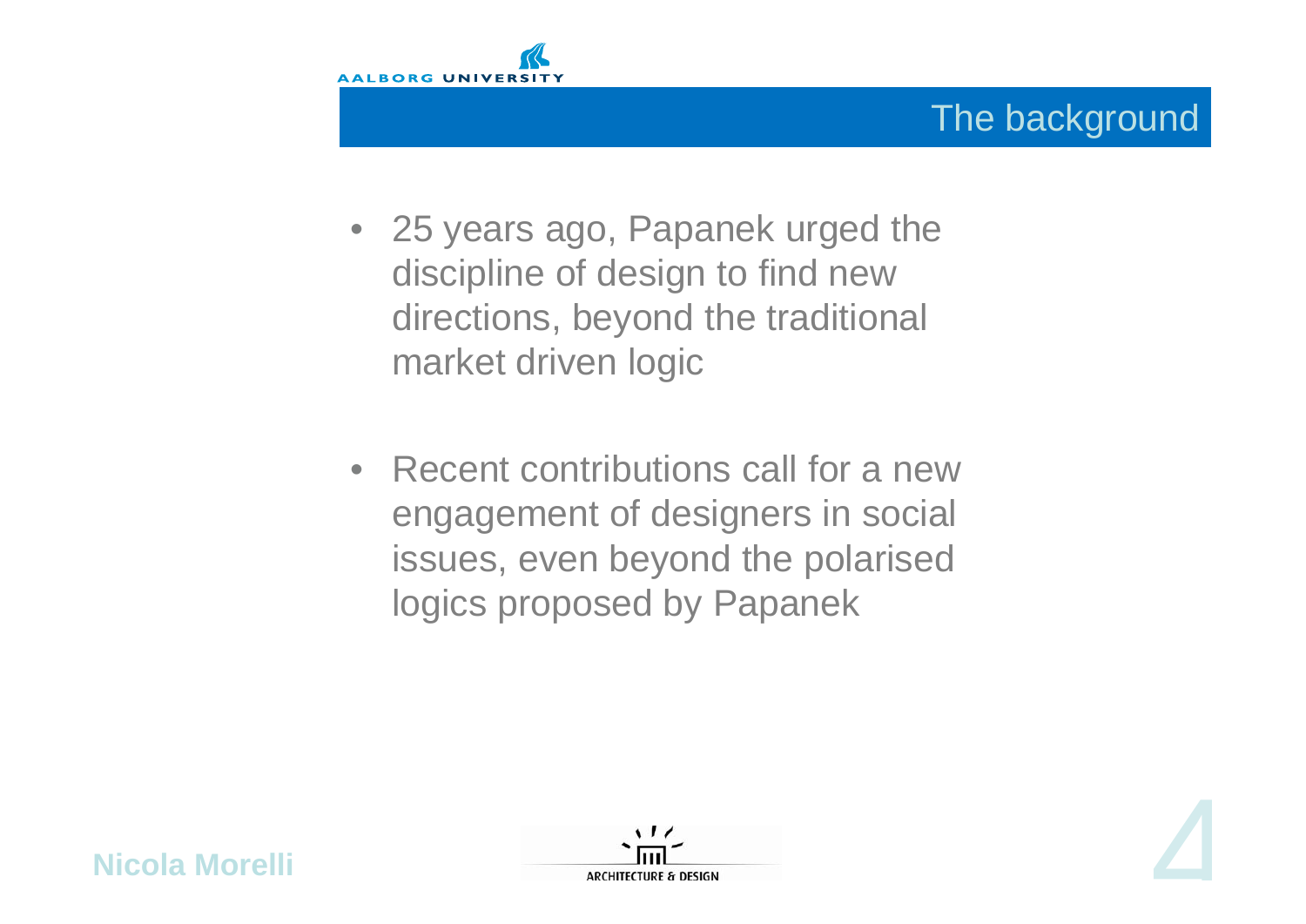## The background

- 25 years ago, Papanek urged the discipline of design to find new directions, beyond the traditional market driven logic

- Recent contributions call for a new engagement of designers in social issues, even beyond the polarised logics proposed by Papanek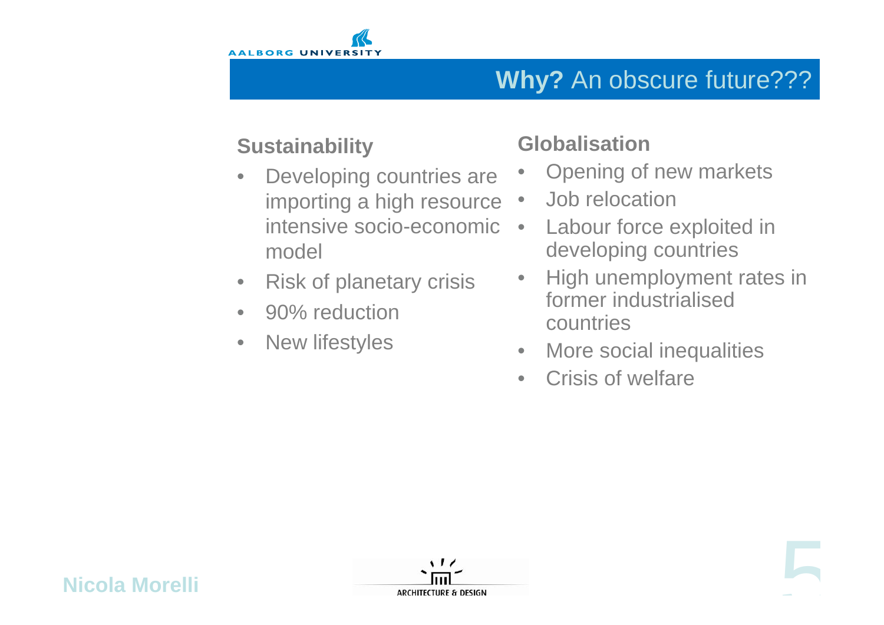# **Why?** An obscure future???

### Sustainability

- Developing countries are importing a high resource intensive socio-economic model
- Risk of planetary crisis
- 90% reduction
- New lifestyles

### Globalisation

- Opening of new markets
- Job relocation
- Labour force exploited in developing countries
- High unemployment rates in former industrialised countries
- More social inequalities
- Crisis of welfare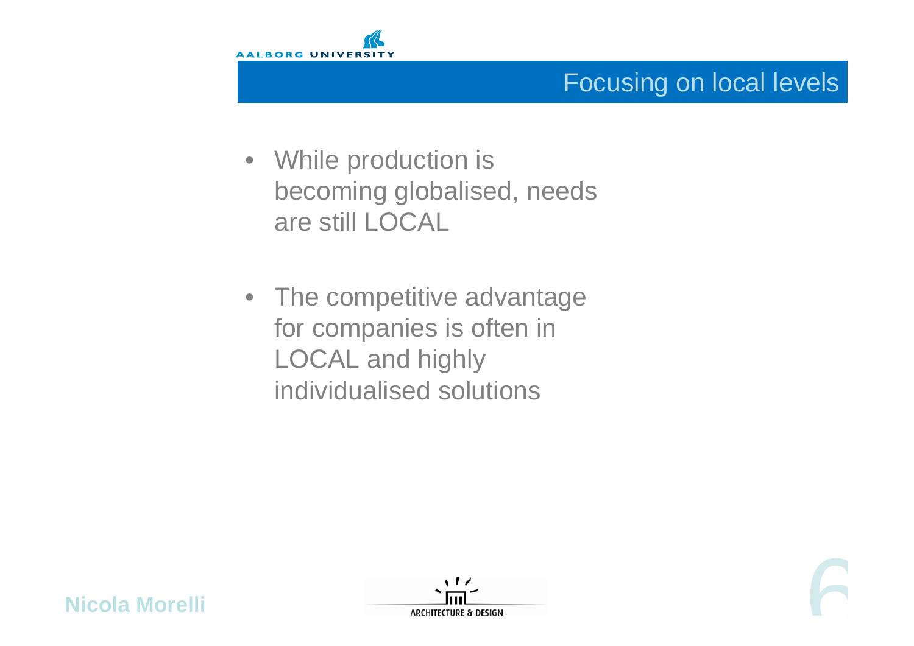# Focusing on local levels

- While production is becoming globalised, needs are still LOCAL
- The competitive advantage for companies is often in LOCAL and highly individualised solutions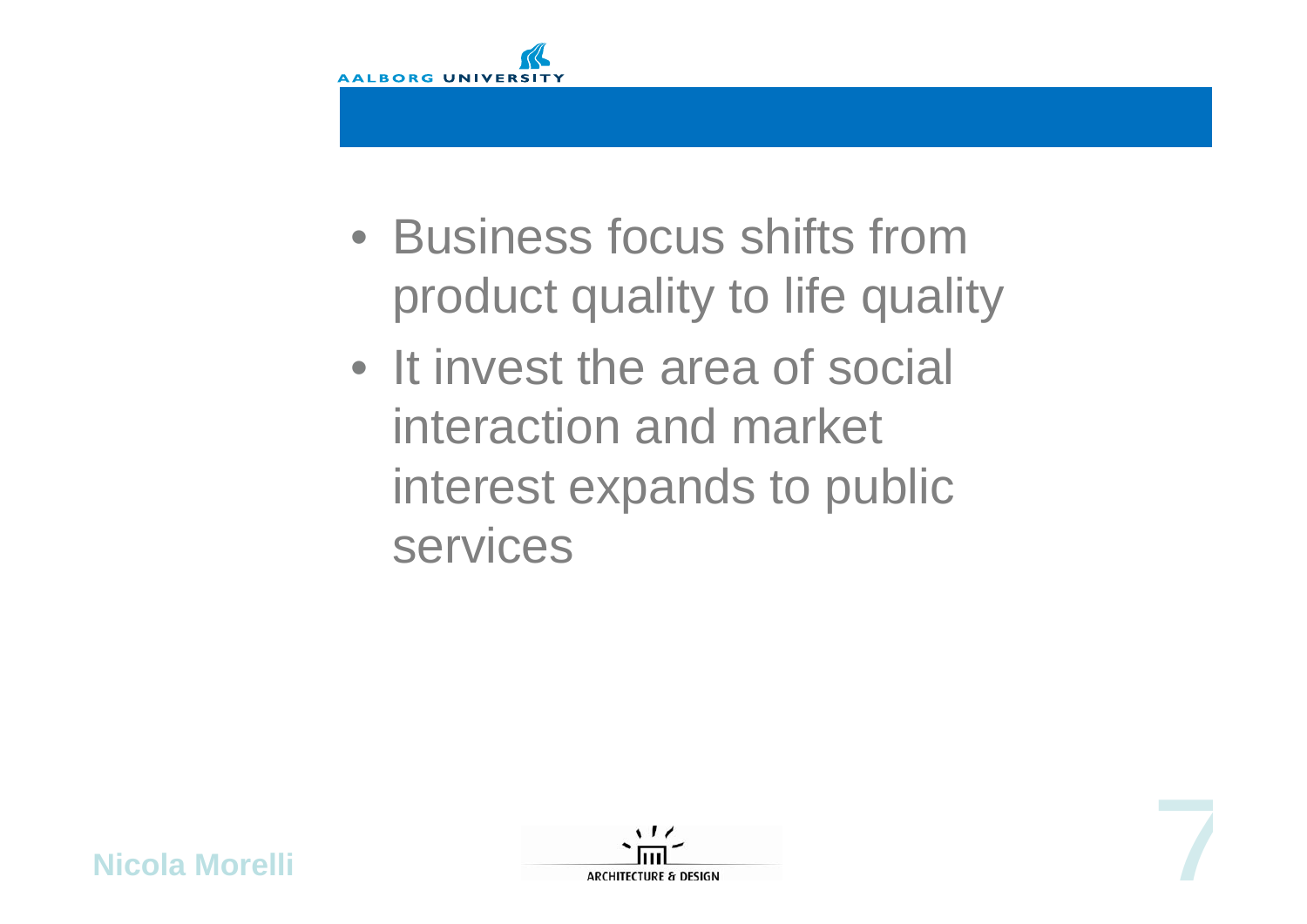- Business focus shifts from product quality to life quality
- It invest the area of social interaction and market interest expands to public services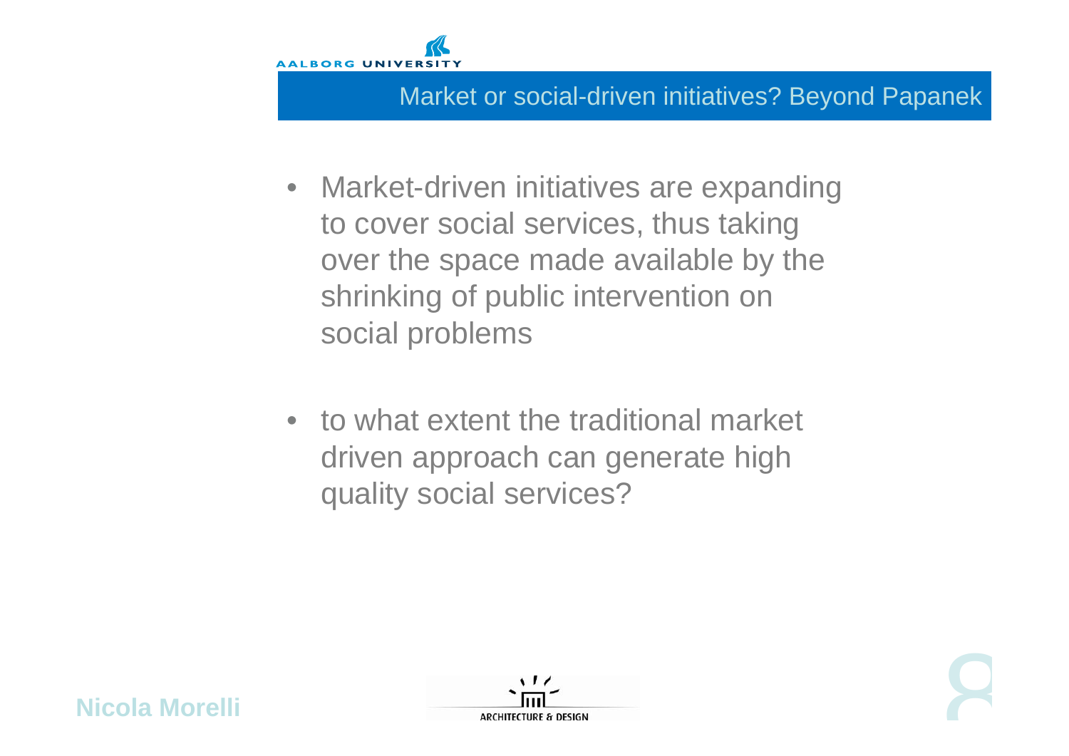## Market or social-driven initiatives? Beyond Papanek

- Market-driven initiatives are expanding to cover social services, thus taking over the space made available by the shrinking of public intervention on social problems

- to what extent the traditional market driven approach can generate high quality social services?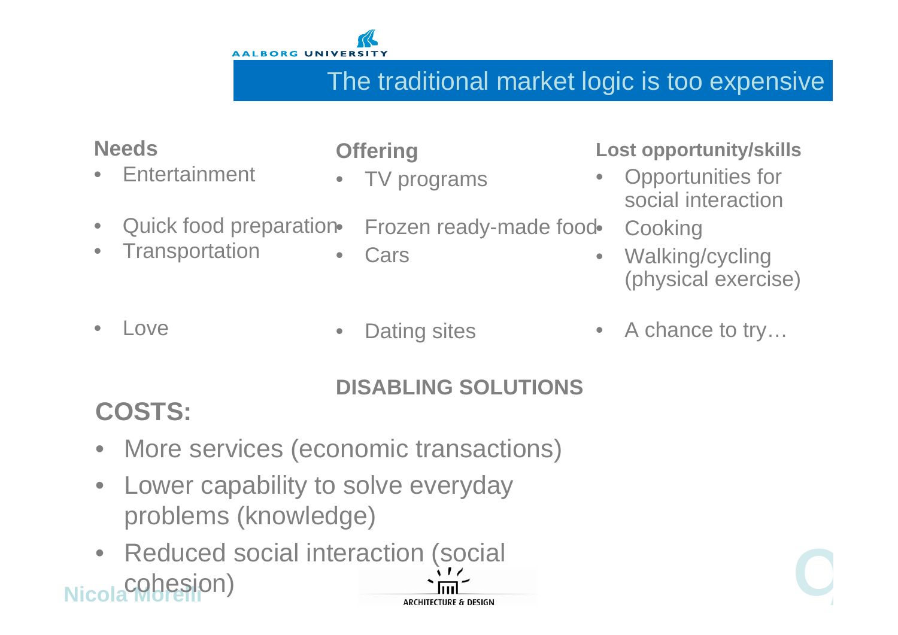# The traditional market logic is too expensive

| Needs | Offering | Lost opportunity/skills |
|---|---|---|
| Entertainment | TV programs | Opportunities for social interaction |
| Quick food preparation | Frozen ready-made food | Cooking |
| Transportation | Cars | Walking/cycling (physical exercise) |
| Love | Dating sites | A chance to try… |

**DISABLING SOLUTIONS**

## COSTS:

- More services (economic transactions)
- Lower capability to solve everyday problems (knowledge)
- Reduced social interaction (social cohesion)

Nicola Morelli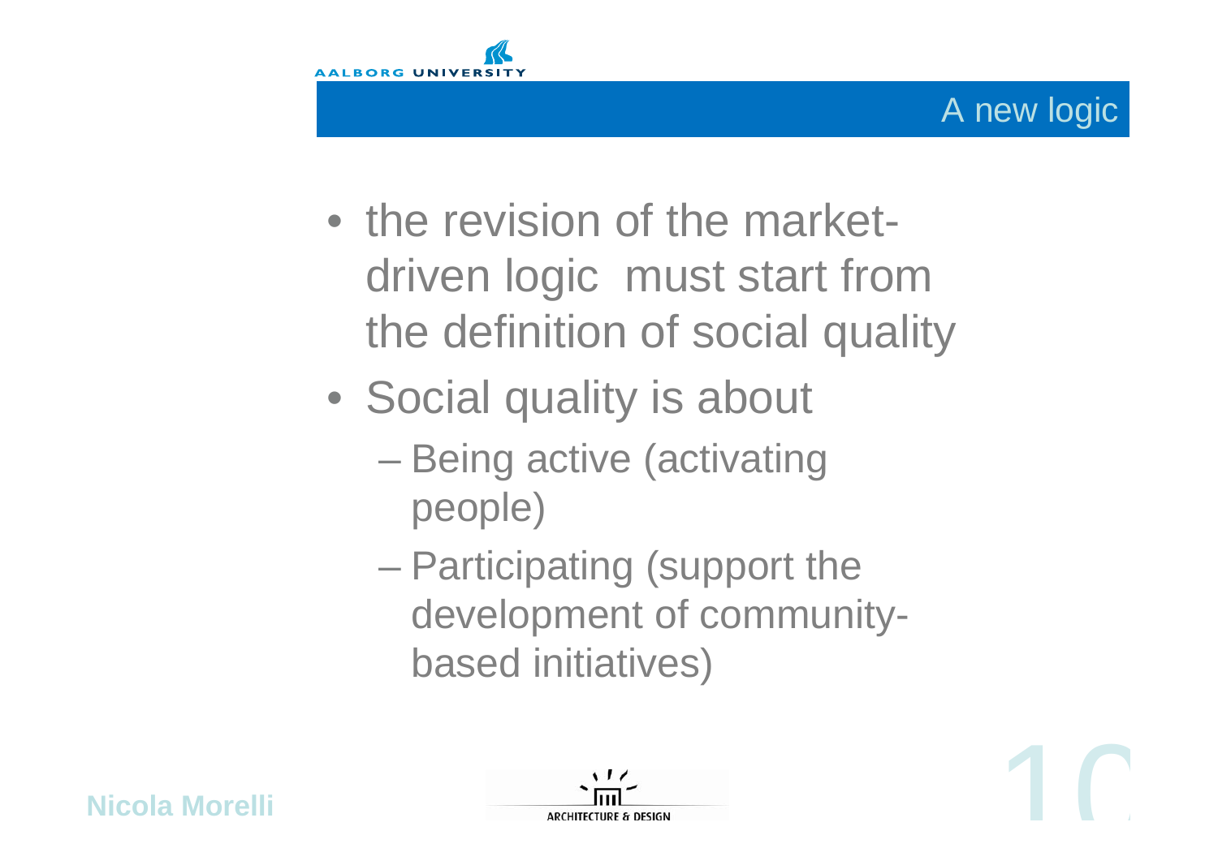# A new logic

- the revision of the market-driven logic must start from the definition of social quality
- Social quality is about
  - Being active (activating people)
  - Participating (support the development of community-based initiatives)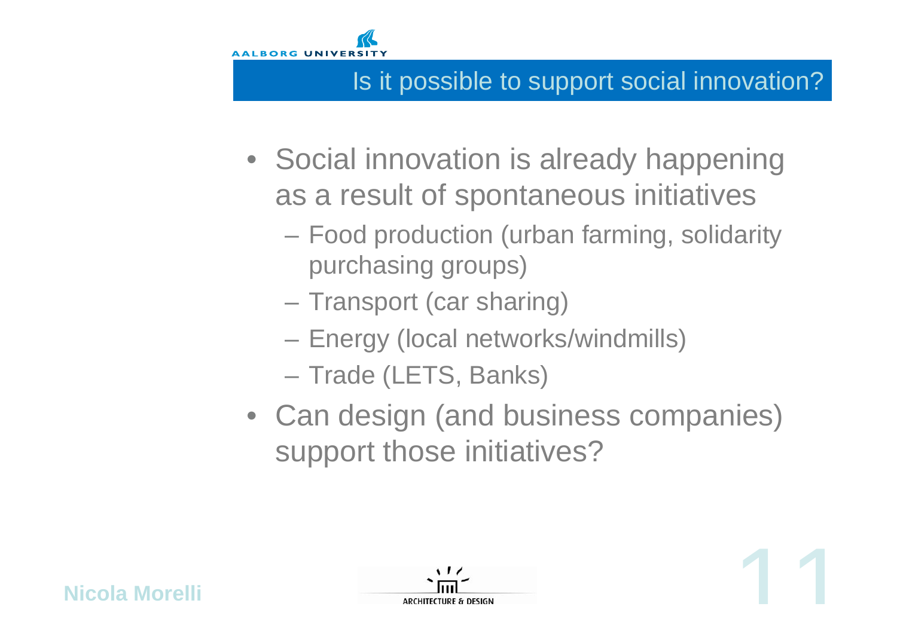# Is it possible to support social innovation?

- Social innovation is already happening as a result of spontaneous initiatives
  - Food production (urban farming, solidarity purchasing groups)
  - Transport (car sharing)
  - Energy (local networks/windmills)
  - Trade (LETS, Banks)
- Can design (and business companies) support those initiatives?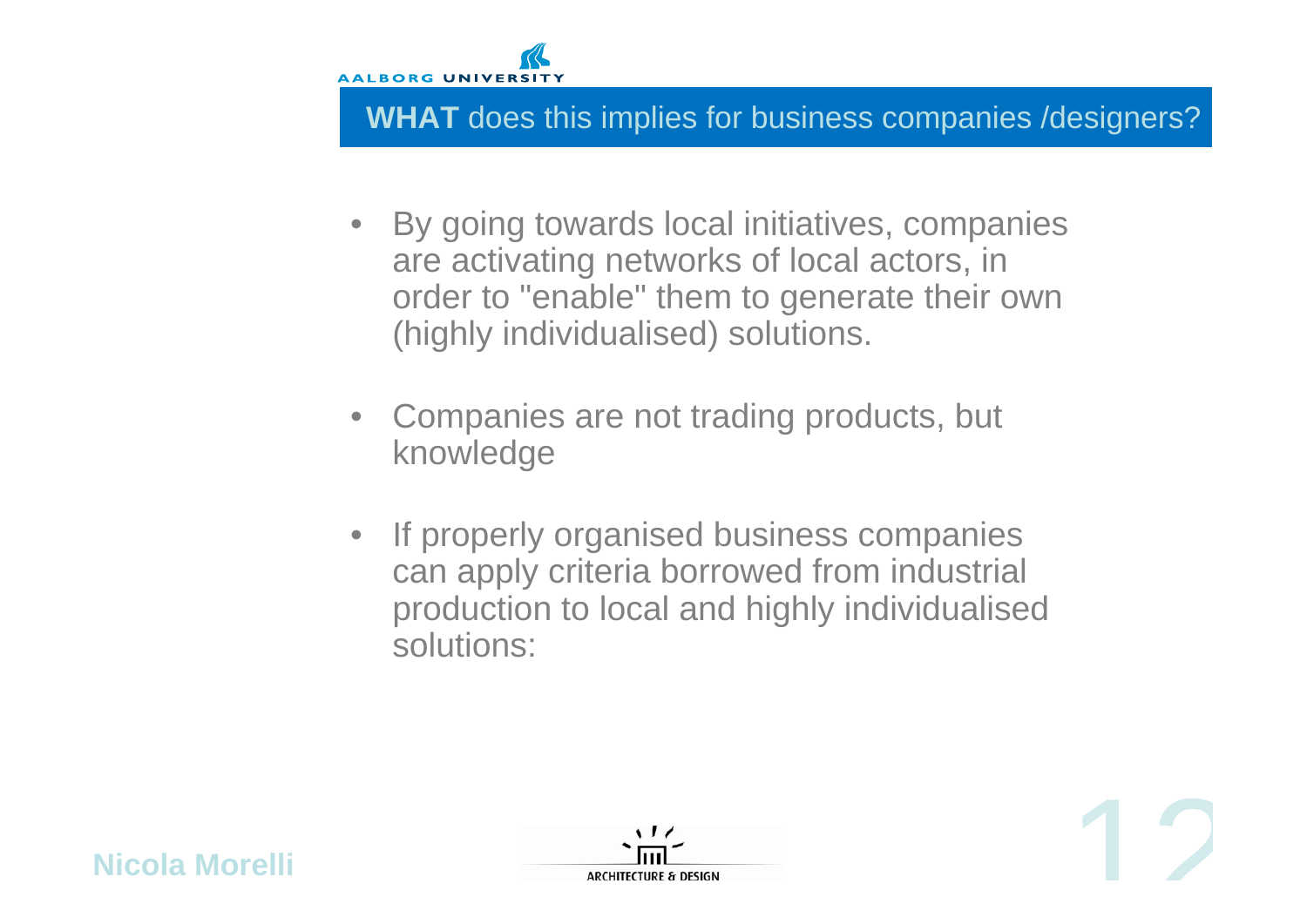## **WHAT** does this implies for business companies /designers?

- By going towards local initiatives, companies are activating networks of local actors, in order to "enable" them to generate their own (highly individualised) solutions.
- Companies are not trading products, but knowledge
- If properly organised business companies can apply criteria borrowed from industrial production to local and highly individualised solutions: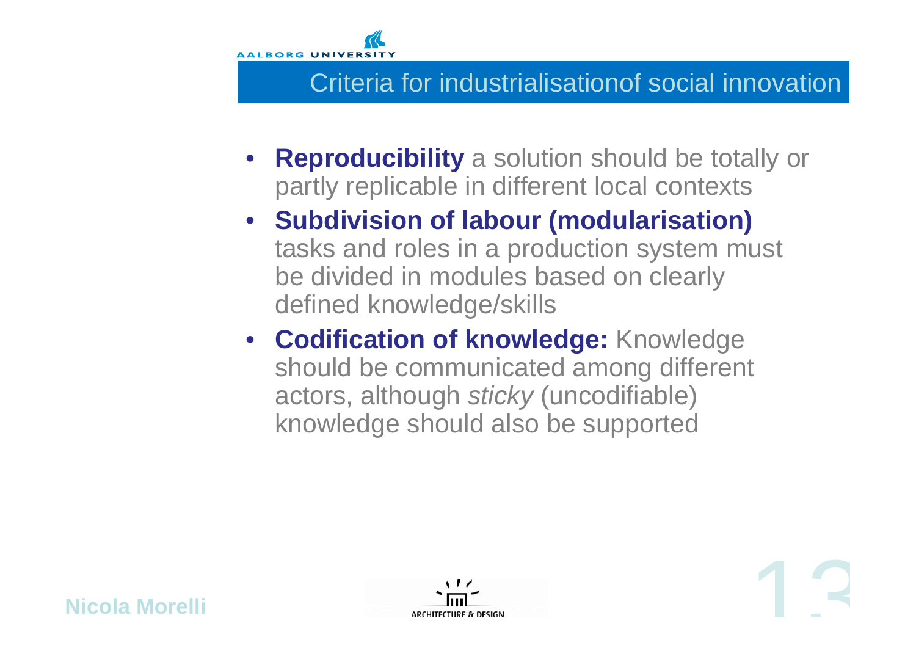## Criteria for industrialisationof social innovation

- **Reproducibility** a solution should be totally or partly replicable in different local contexts
- **Subdivision of labour (modularisation)** tasks and roles in a production system must be divided in modules based on clearly defined knowledge/skills
- **Codification of knowledge:** Knowledge should be communicated among different actors, although *sticky* (uncodifiable) knowledge should also be supported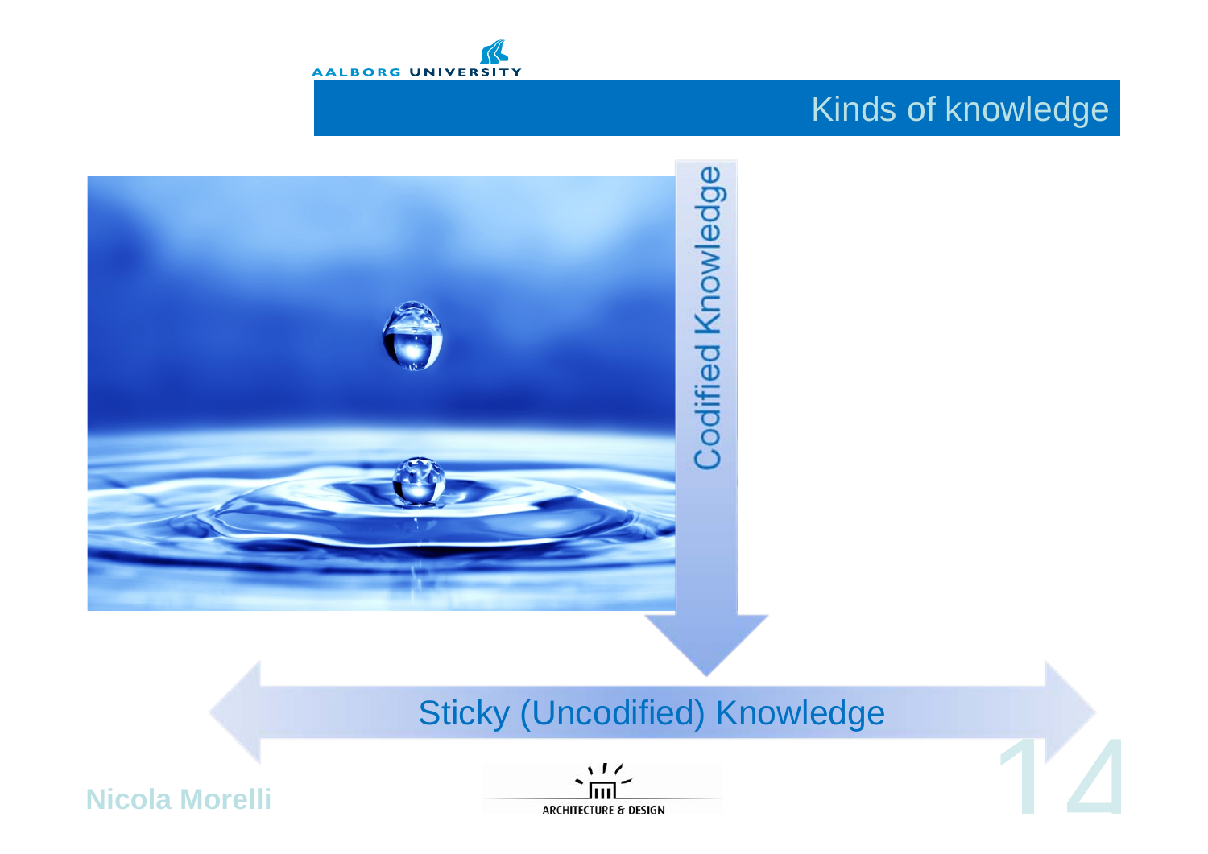# Kinds of knowledge

Codified Knowledge

Sticky (Uncodified) Knowledge

Nicola Morelli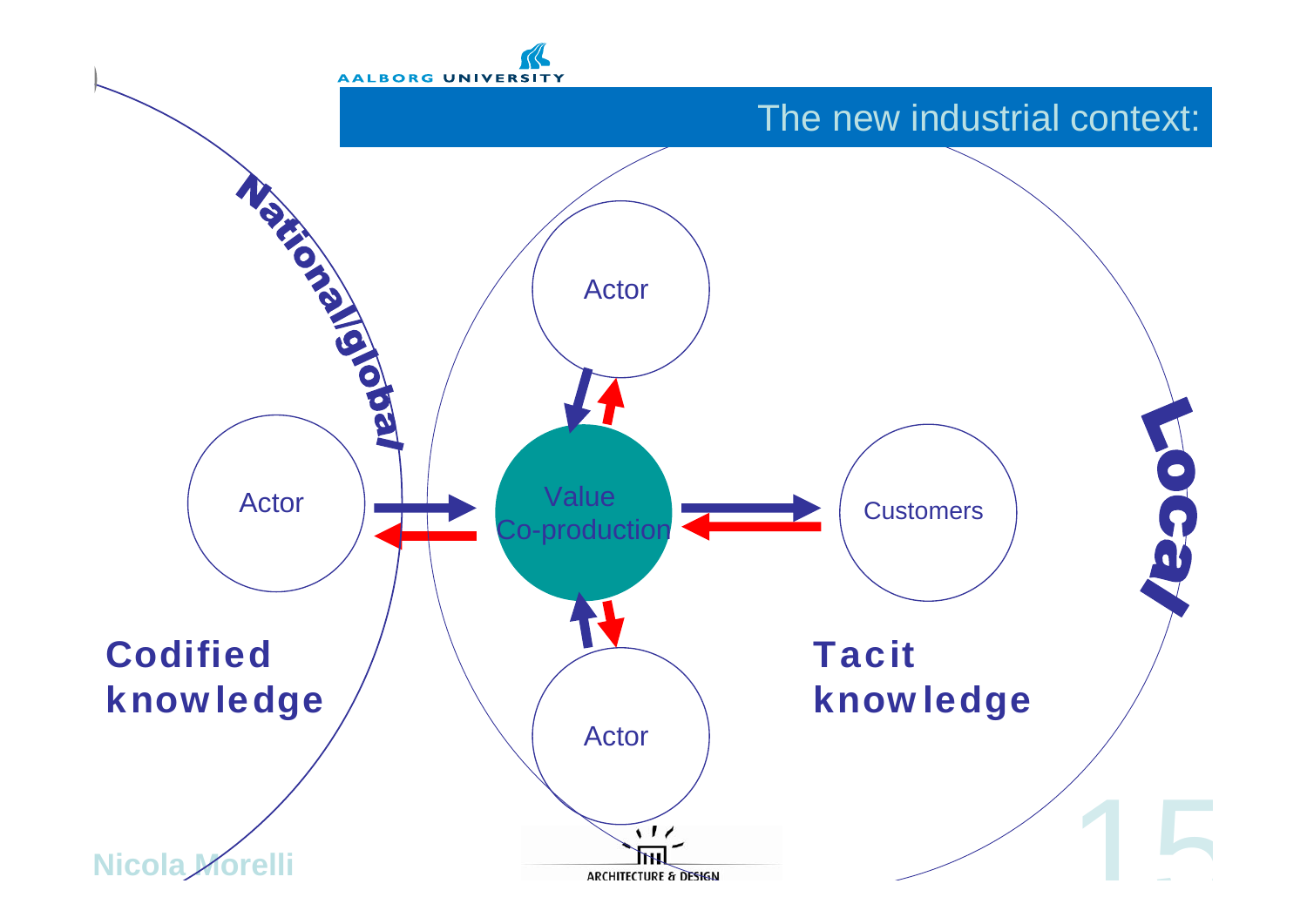# The new industrial context:

National/global

Local

Actor

Actor

Actor

Value Co-production

Customers

**Codified knowledge**

**Tacit knowledge**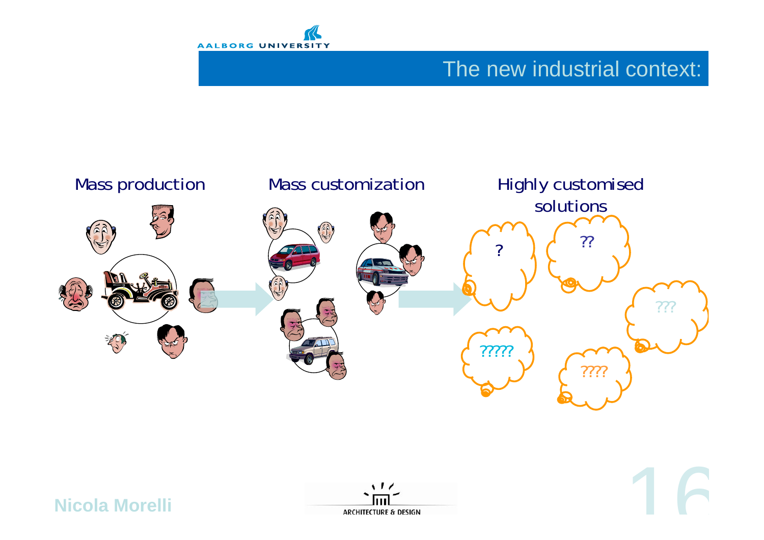# The new industrial context:

Mass production

Mass customization

Highly customised solutions

?

??

???

????

?????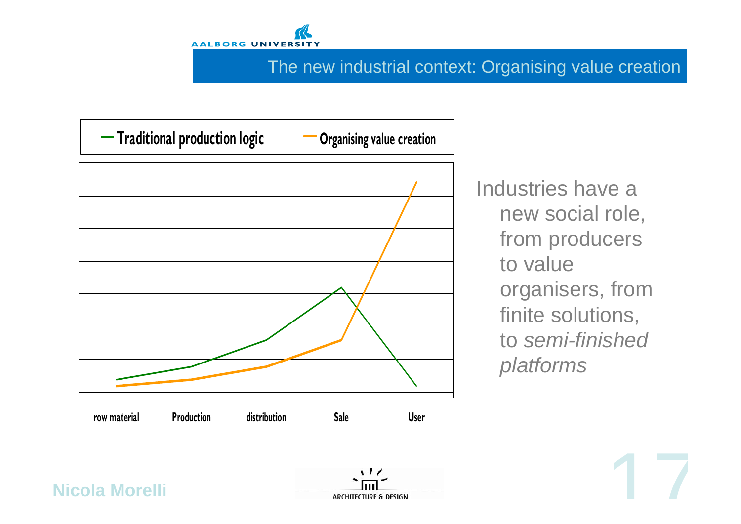## The new industrial context: Organising value creation

— Traditional production logic — Organising value creation

row material | Production | distribution | Sale | User

Industries have a new social role, from producers to value organisers, from finite solutions, to *semi-finished platforms*

Nicola Morelli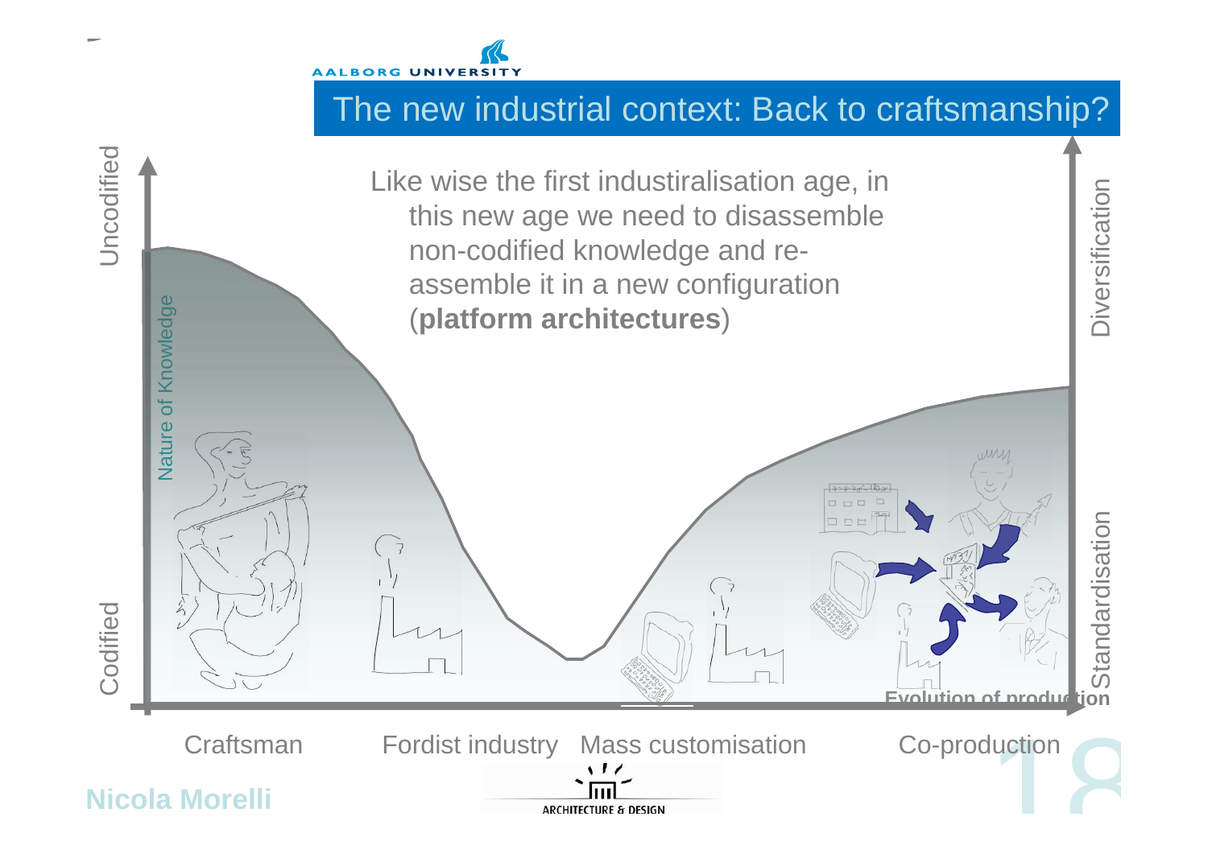# The new industrial context: Back to craftsmanship?

Like wise the first industiralisation age, in this new age we need to disassemble non-codified knowledge and re-assemble it in a new configuration (**platform architectures**)

Uncodified

Nature of Knowledge

Codified

Diversification

Standardisation

**Evolution of production**

Craftsman | Fordist industry | Mass customisation | Co-production

**Nicola Morelli**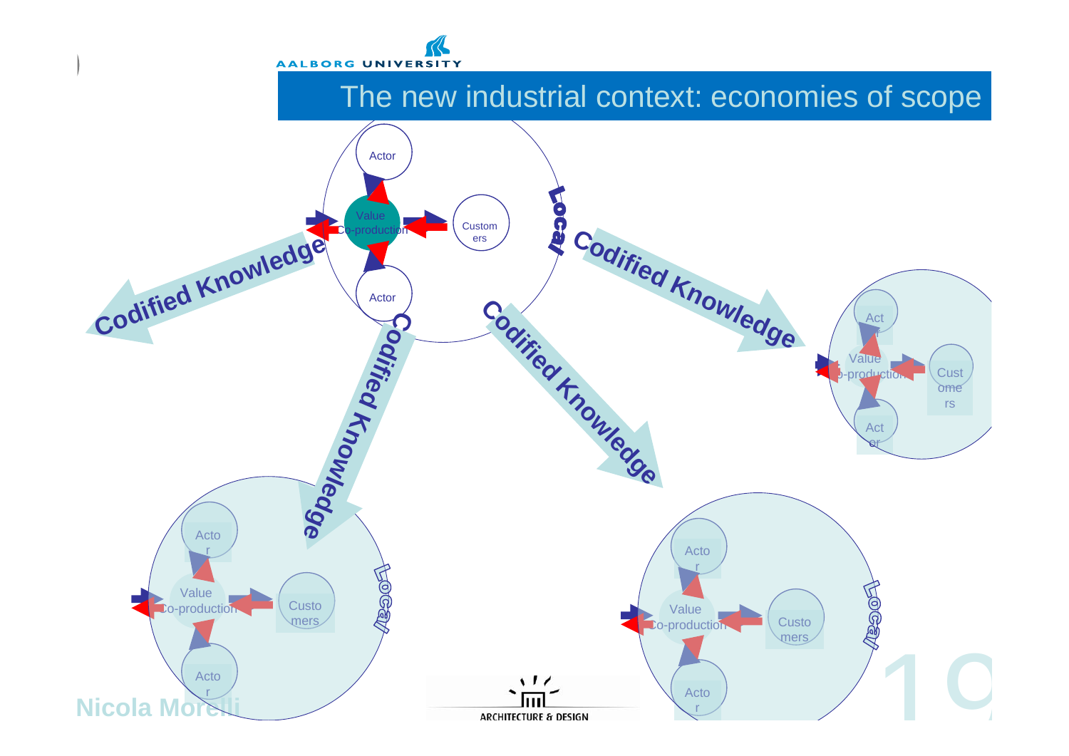# The new industrial context: economies of scope

Actor

Value Co-production

Customers

Actor

Local

Codified Knowledge

Codified Knowledge

Codified Knowledge

Codified Knowledge

Actor

Value Co-production

Customers

Actor

Actor

Value Co-production

Customers

Actor

Local

Actor

Value Co-production

Customers

Actor

Local

Nicola Morelli

ARCHITECTURE & DESIGN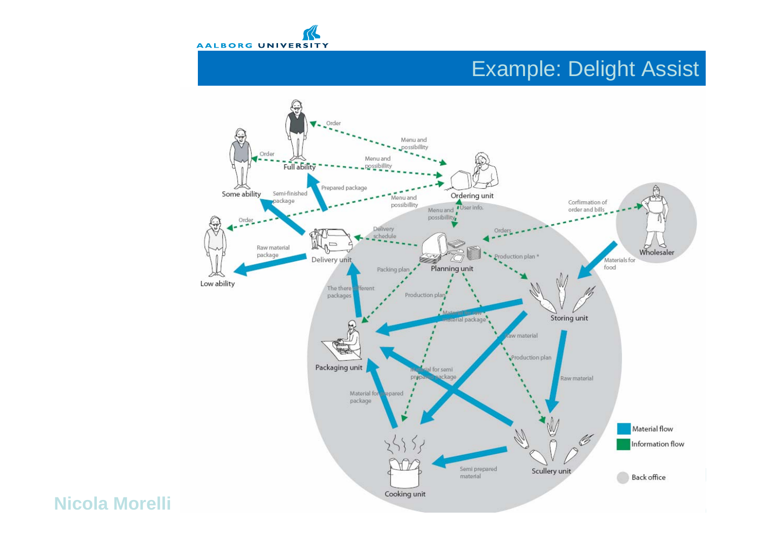# Example: Delight Assist

Order

Menu and possibillity

Order

Menu and possibillity

Full ability

Prepared package

Some ability

Semi-finished package

Menu and possibillity

Ordering unit

Order

User info.

Menu and possibillity

Confirmation of order and bills

Delivery schedule

Orders

Raw material package

Wholesaler

Delivery unit

Planning unit

Production plan *

Materials for food

Low ability

Packing plan

The three different packages

Production plan

Material for raw material package

Storing unit

Raw material

Production plan

Packaging unit

Material for semi prepared package

Raw material

Material for prepared package

Material flow

Information flow

Semi prepared material

Scullery unit

Back office

Cooking unit

Nicola Morelli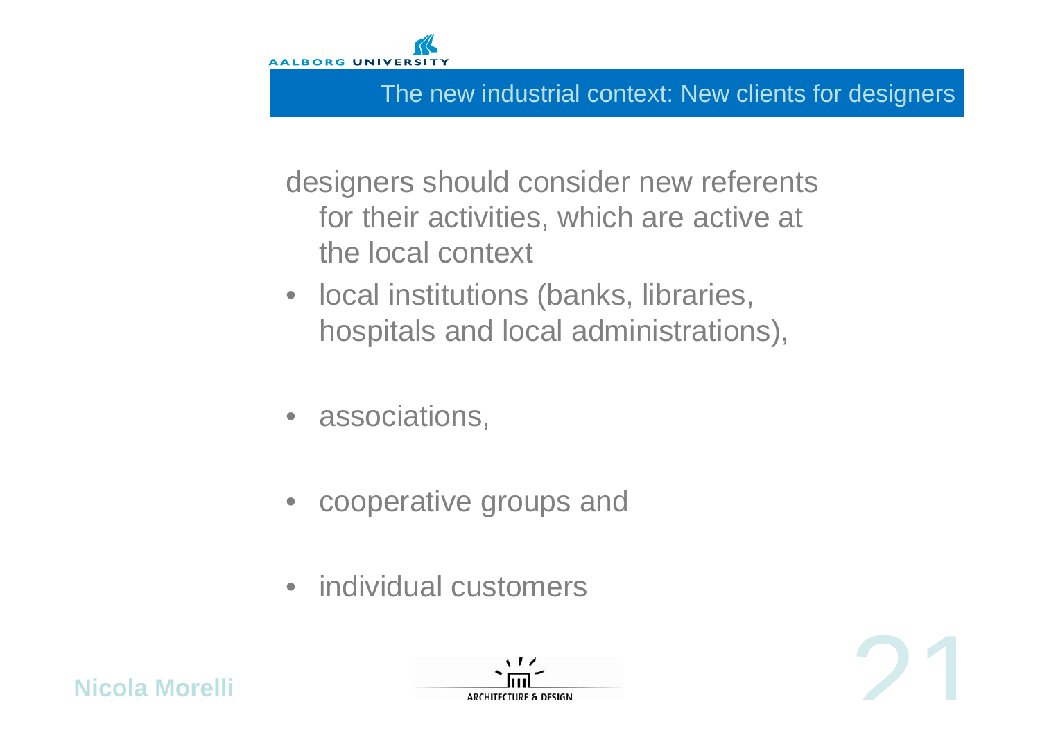## The new industrial context: New clients for designers

designers should consider new referents for their activities, which are active at the local context

- local institutions (banks, libraries, hospitals and local administrations),
- associations,
- cooperative groups and
- individual customers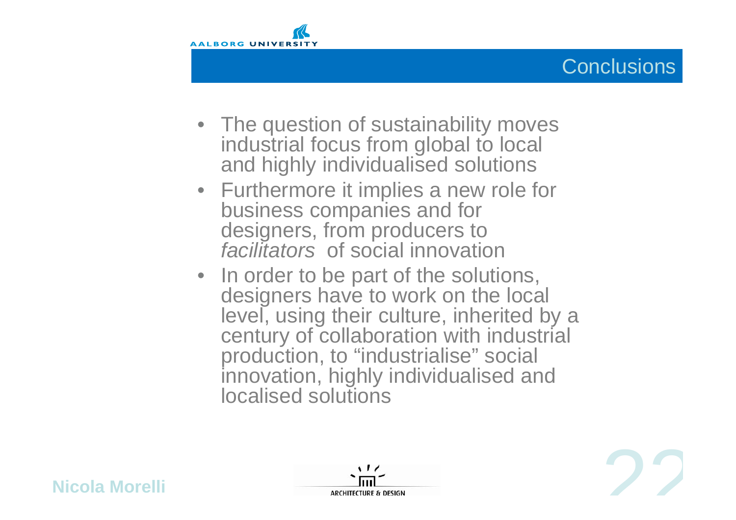# Conclusions

- The question of sustainability moves industrial focus from global to local and highly individualised solutions
- Furthermore it implies a new role for business companies and for designers, from producers to *facilitators* of social innovation
- In order to be part of the solutions, designers have to work on the local level, using their culture, inherited by a century of collaboration with industrial production, to "industrialise" social innovation, highly individualised and localised solutions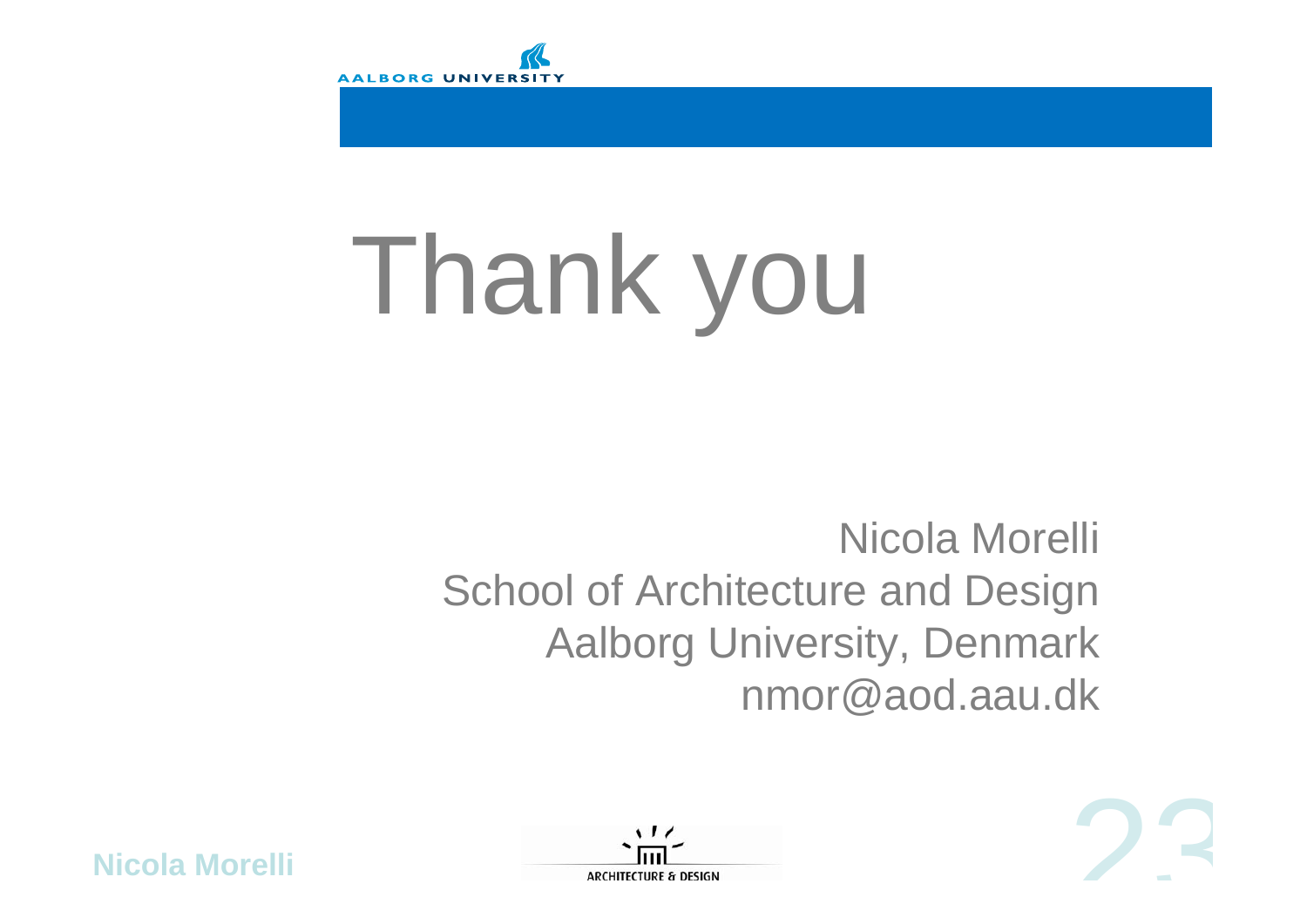# Thank you

Nicola Morelli
School of Architecture and Design
Aalborg University, Denmark
nmor@aod.aau.dk